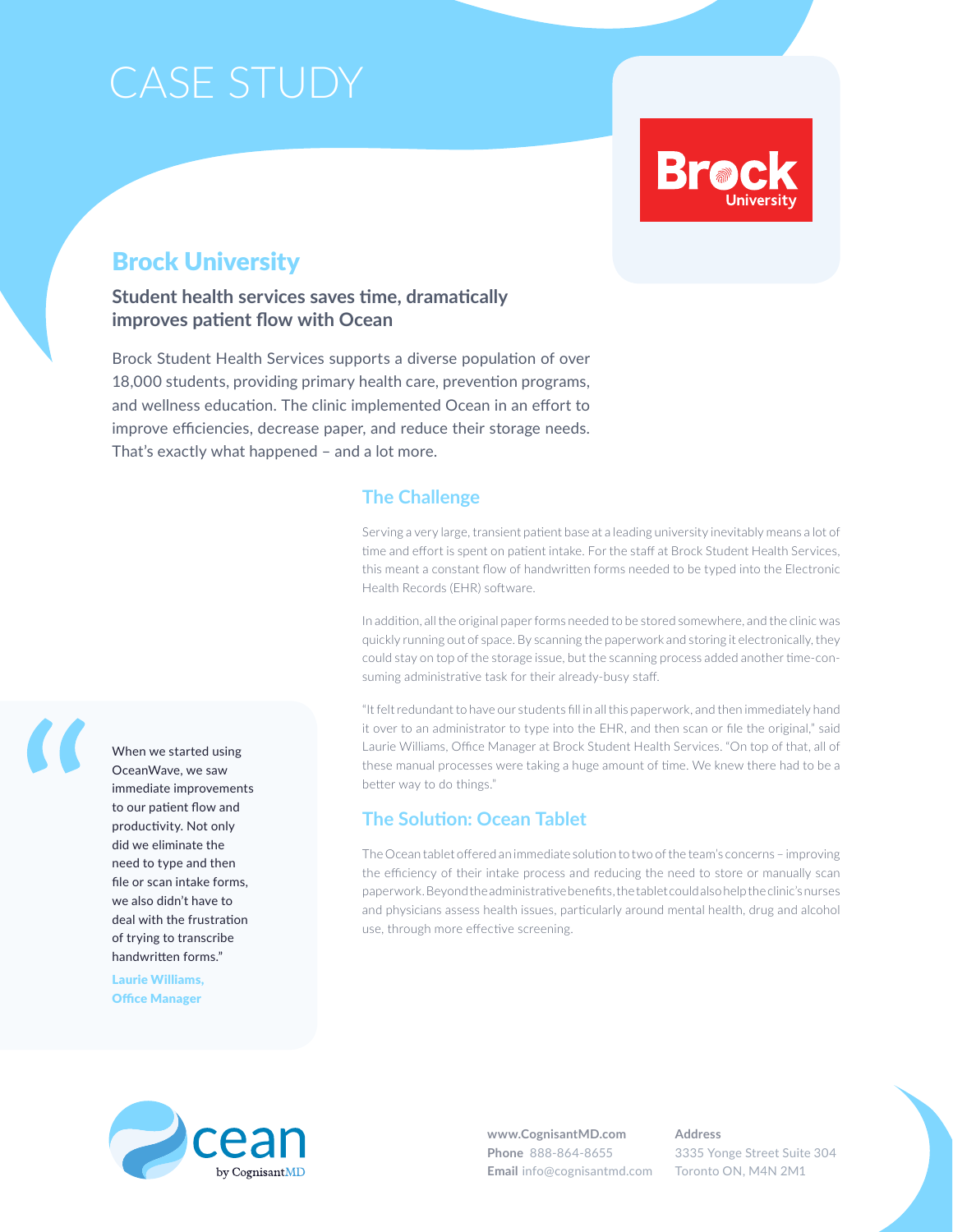# CASE STUDY

## Brock University

### Student health services saves time, dramatically improves patient flow with Ocean

Brock Student Health Services supports a diverse population of over 18,000 students, providing primary health care, prevention programs, and wellness education. The clinic implemented Ocean in an effort to improve efficiencies, decrease paper, and reduce their storage needs. That's exactly what happened – and a lot more.

### The Challenge

Serving a very large, transient patient base at a leading university inevitably means a lot of time and effort is spent on patient intake. For the staff at Brock Student Health Services, this meant a constant flow of handwritten forms needed to be typed into the Electronic Health Records (EHR) software.

In addition, all the original paper forms needed to be stored somewhere, and the clinic was quickly running out of space. By scanning the paperwork and storing it electronically, they could stay on top of the storage issue, but the scanning process added another time-consuming administrative task for their already-busy staff.

"It felt redundant to have our students fill in all this paperwork, and then immediately hand it over to an administrator to type into the EHR, and then scan or file the original," said Laurie Williams, Office Manager at Brock Student Health Services. "On top of that, all of these manual processes were taking a huge amount of time. We knew there had to be a better way to do things."

> "When we started using OceanWave, we saw immediate improvements to our patient flow and productivity. Not only did we eliminate the need to type and then file or scan intake forms, we also didn't have to deal with the frustration of trying to transcribe handwritten forms."
>
> **Laurie Williams, Office Manager**

### The Solution: Ocean Tablet

The Ocean tablet offered an immediate solution to two of the team's concerns – improving the efficiency of their intake process and reducing the need to store or manually scan paperwork. Beyond the administrative benefits, the tablet could also help the clinic's nurses and physicians assess health issues, particularly around mental health, drug and alcohol use, through more effective screening.

**www.CognisantMD.com**
**Phone** 888-864-8655
**Email** info@cognisantmd.com

**Address**
3335 Yonge Street Suite 304
Toronto ON, M4N 2M1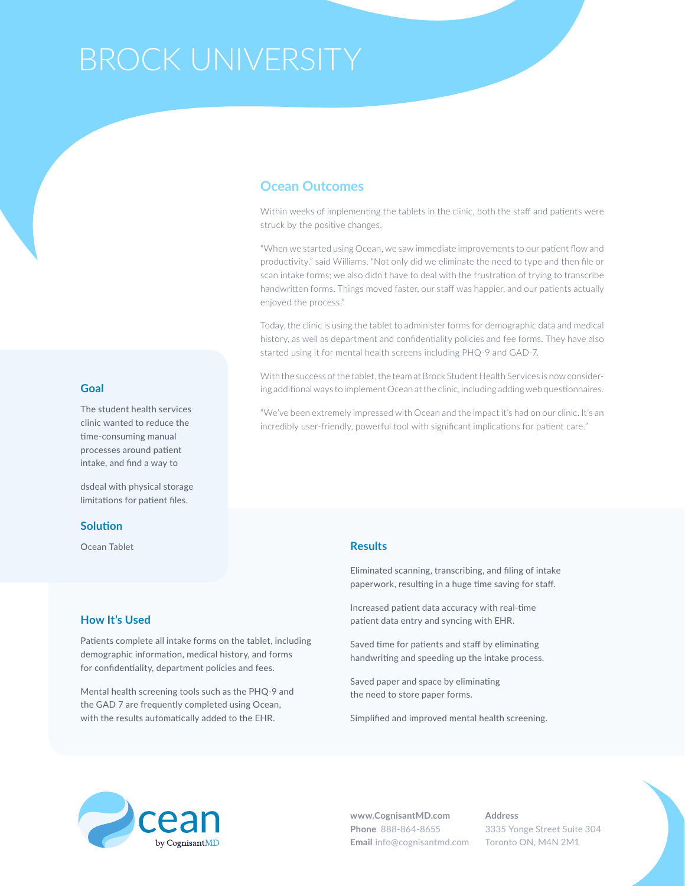# BROCK UNIVERSITY

## Ocean Outcomes

Within weeks of implementing the tablets in the clinic, both the staff and patients were struck by the positive changes.

"When we started using Ocean, we saw immediate improvements to our patient flow and productivity," said Williams. "Not only did we eliminate the need to type and then file or scan intake forms; we also didn't have to deal with the frustration of trying to transcribe handwritten forms. Things moved faster, our staff was happier, and our patients actually enjoyed the process."

Today, the clinic is using the tablet to administer forms for demographic data and medical history, as well as department and confidentiality policies and fee forms. They have also started using it for mental health screens including PHQ-9 and GAD-7.

With the success of the tablet, the team at Brock Student Health Services is now considering additional ways to implement Ocean at the clinic, including adding web questionnaires.

"We've been extremely impressed with Ocean and the impact it's had on our clinic. It's an incredibly user-friendly, powerful tool with significant implications for patient care."

### Goal

The student health services clinic wanted to reduce the time-consuming manual processes around patient intake, and find a way to

dsdeal with physical storage limitations for patient files.

### Solution

Ocean Tablet

### How It's Used

Patients complete all intake forms on the tablet, including demographic information, medical history, and forms for confidentiality, department policies and fees.

Mental health screening tools such as the PHQ-9 and the GAD 7 are frequently completed using Ocean, with the results automatically added to the EHR.

### Results

Eliminated scanning, transcribing, and filing of intake paperwork, resulting in a huge time saving for staff.

Increased patient data accuracy with real-time patient data entry and syncing with EHR.

Saved time for patients and staff by eliminating handwriting and speeding up the intake process.

Saved paper and space by eliminating the need to store paper forms.

Simplified and improved mental health screening.

Ocean by CognisantMD

**www.CognisantMD.com**
**Phone** 888-864-8655
**Email** info@cognisantmd.com

**Address**
3335 Yonge Street Suite 304
Toronto ON, M4N 2M1